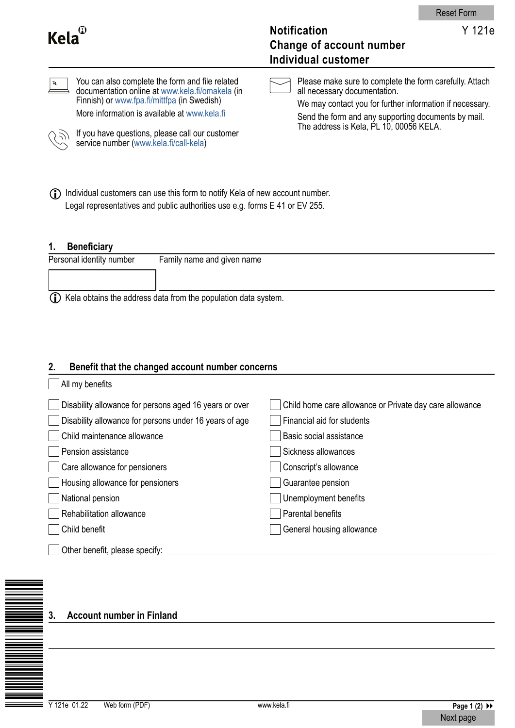Reset Form

**Kela**

# Notification
# Change of account number
# Individual customer

Y 121e

You can also complete the form and file related documentation online at www.kela.fi/omakela (in Finnish) or www.fpa.fi/mittfpa (in Swedish)

More information is available at www.kela.fi

If you have questions, please call our customer service number (www.kela.fi/call-kela)

Please make sure to complete the form carefully. Attach all necessary documentation.

We may contact you for further information if necessary.

Send the form and any supporting documents by mail. The address is Kela, PL 10, 00056 KELA.

Individual customers can use this form to notify Kela of new account number. Legal representatives and public authorities use e.g. forms E 41 or EV 255.

## 1. Beneficiary

| Personal identity number | Family name and given name |
|---|---|
| | |

Kela obtains the address data from the population data system.

## 2. Benefit that the changed account number concerns

- [ ] All my benefits

- [ ] Disability allowance for persons aged 16 years or over
- [ ] Disability allowance for persons under 16 years of age
- [ ] Child maintenance allowance
- [ ] Pension assistance
- [ ] Care allowance for pensioners
- [ ] Housing allowance for pensioners
- [ ] National pension
- [ ] Rehabilitation allowance
- [ ] Child benefit
- [ ] Child home care allowance or Private day care allowance
- [ ] Financial aid for students
- [ ] Basic social assistance
- [ ] Sickness allowances
- [ ] Conscript's allowance
- [ ] Guarantee pension
- [ ] Unemployment benefits
- [ ] Parental benefits
- [ ] General housing allowance

- [ ] Other benefit, please specify: ____________________

## 3. Account number in Finland

____________________

Y 121e 01.22 Web form (PDF) www.kela.fi

Next page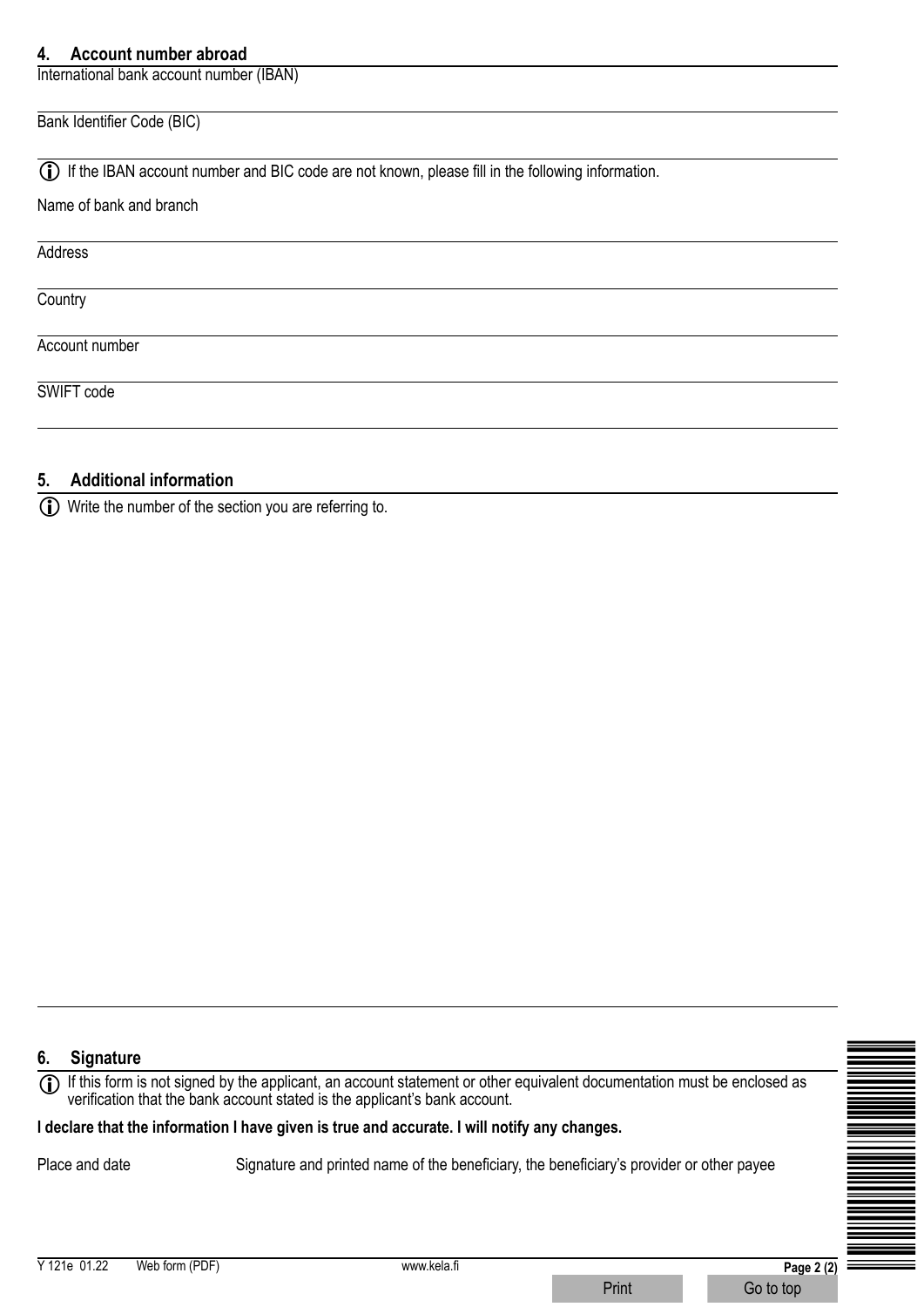## 4. Account number abroad

International bank account number (IBAN)

Bank Identifier Code (BIC)

ⓘ If the IBAN account number and BIC code are not known, please fill in the following information.

Name of bank and branch

Address

Country

Account number

SWIFT code

## 5. Additional information

ⓘ Write the number of the section you are referring to.

## 6. Signature

ⓘ If this form is not signed by the applicant, an account statement or other equivalent documentation must be enclosed as verification that the bank account stated is the applicant's bank account.

**I declare that the information I have given is true and accurate. I will notify any changes.**

Place and date

Signature and printed name of the beneficiary, the beneficiary's provider or other payee

Y 121e 01.22 Web form (PDF) www.kela.fi